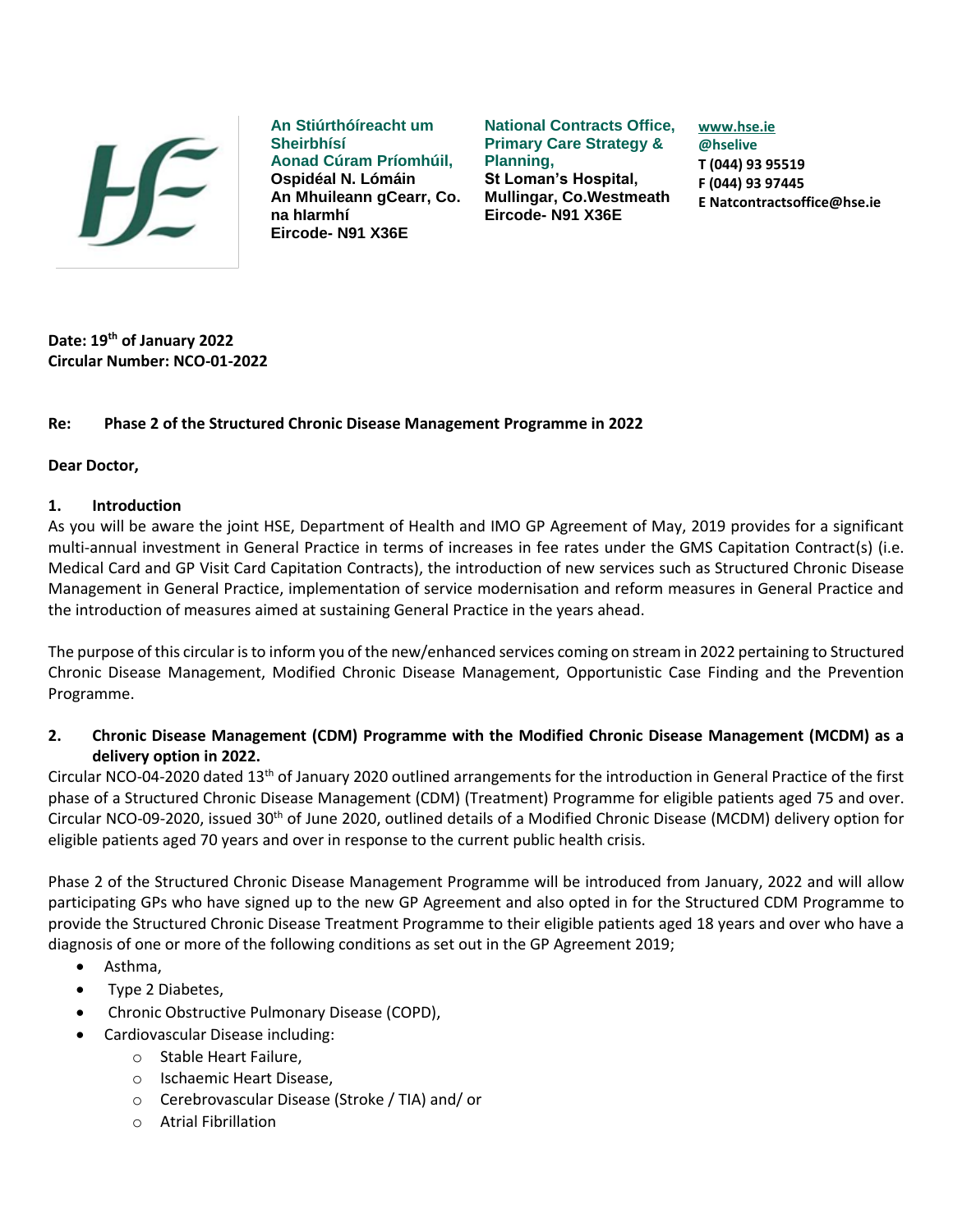An Stiúrthóireacht um Sheirbhísí Aonad Cúram Príomhúil,
Ospidéal N. Lómáin
An Mhuileann gCearr, Co. na hIarmhí
Eircode- N91 X36E

National Contracts Office, Primary Care Strategy & Planning,
St Loman's Hospital,
Mullingar, Co.Westmeath
Eircode- N91 X36E

www.hse.ie
@hselive
T (044) 93 95519
F (044) 93 97445
E Natcontractsoffice@hse.ie

**Date: 19th of January 2022**
**Circular Number: NCO-01-2022**

**Re: Phase 2 of the Structured Chronic Disease Management Programme in 2022**

**Dear Doctor,**

## 1. Introduction

As you will be aware the joint HSE, Department of Health and IMO GP Agreement of May, 2019 provides for a significant multi-annual investment in General Practice in terms of increases in fee rates under the GMS Capitation Contract(s) (i.e. Medical Card and GP Visit Card Capitation Contracts), the introduction of new services such as Structured Chronic Disease Management in General Practice, implementation of service modernisation and reform measures in General Practice and the introduction of measures aimed at sustaining General Practice in the years ahead.

The purpose of this circular is to inform you of the new/enhanced services coming on stream in 2022 pertaining to Structured Chronic Disease Management, Modified Chronic Disease Management, Opportunistic Case Finding and the Prevention Programme.

## 2. Chronic Disease Management (CDM) Programme with the Modified Chronic Disease Management (MCDM) as a delivery option in 2022.

Circular NCO-04-2020 dated 13th of January 2020 outlined arrangements for the introduction in General Practice of the first phase of a Structured Chronic Disease Management (CDM) (Treatment) Programme for eligible patients aged 75 and over. Circular NCO-09-2020, issued 30th of June 2020, outlined details of a Modified Chronic Disease (MCDM) delivery option for eligible patients aged 70 years and over in response to the current public health crisis.

Phase 2 of the Structured Chronic Disease Management Programme will be introduced from January, 2022 and will allow participating GPs who have signed up to the new GP Agreement and also opted in for the Structured CDM Programme to provide the Structured Chronic Disease Treatment Programme to their eligible patients aged 18 years and over who have a diagnosis of one or more of the following conditions as set out in the GP Agreement 2019;

- Asthma,
- Type 2 Diabetes,
- Chronic Obstructive Pulmonary Disease (COPD),
- Cardiovascular Disease including:
  - Stable Heart Failure,
  - Ischaemic Heart Disease,
  - Cerebrovascular Disease (Stroke / TIA) and/ or
  - Atrial Fibrillation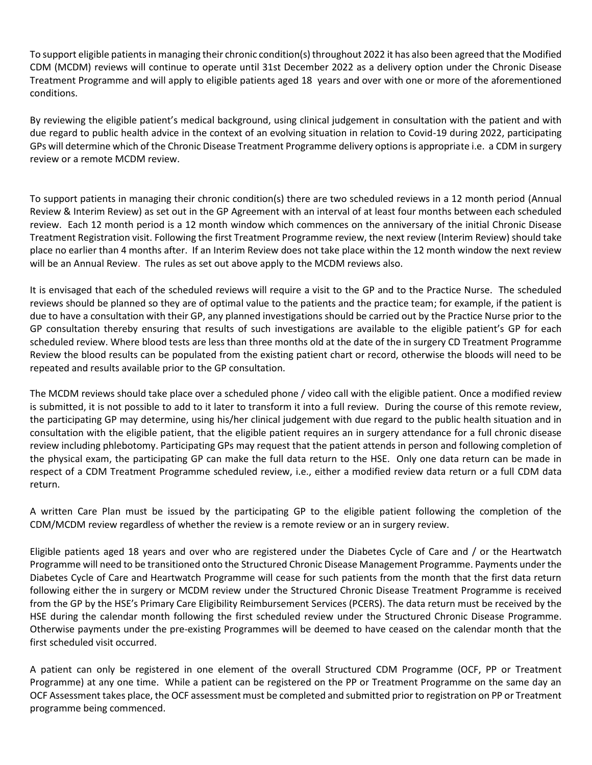To support eligible patients in managing their chronic condition(s) throughout 2022 it has also been agreed that the Modified CDM (MCDM) reviews will continue to operate until 31st December 2022 as a delivery option under the Chronic Disease Treatment Programme and will apply to eligible patients aged 18 years and over with one or more of the aforementioned conditions.

By reviewing the eligible patient's medical background, using clinical judgement in consultation with the patient and with due regard to public health advice in the context of an evolving situation in relation to Covid-19 during 2022, participating GPs will determine which of the Chronic Disease Treatment Programme delivery options is appropriate i.e. a CDM in surgery review or a remote MCDM review.

To support patients in managing their chronic condition(s) there are two scheduled reviews in a 12 month period (Annual Review & Interim Review) as set out in the GP Agreement with an interval of at least four months between each scheduled review. Each 12 month period is a 12 month window which commences on the anniversary of the initial Chronic Disease Treatment Registration visit. Following the first Treatment Programme review, the next review (Interim Review) should take place no earlier than 4 months after. If an Interim Review does not take place within the 12 month window the next review will be an Annual Review. The rules as set out above apply to the MCDM reviews also.

It is envisaged that each of the scheduled reviews will require a visit to the GP and to the Practice Nurse. The scheduled reviews should be planned so they are of optimal value to the patients and the practice team; for example, if the patient is due to have a consultation with their GP, any planned investigations should be carried out by the Practice Nurse prior to the GP consultation thereby ensuring that results of such investigations are available to the eligible patient's GP for each scheduled review. Where blood tests are less than three months old at the date of the in surgery CD Treatment Programme Review the blood results can be populated from the existing patient chart or record, otherwise the bloods will need to be repeated and results available prior to the GP consultation.

The MCDM reviews should take place over a scheduled phone / video call with the eligible patient. Once a modified review is submitted, it is not possible to add to it later to transform it into a full review. During the course of this remote review, the participating GP may determine, using his/her clinical judgement with due regard to the public health situation and in consultation with the eligible patient, that the eligible patient requires an in surgery attendance for a full chronic disease review including phlebotomy. Participating GPs may request that the patient attends in person and following completion of the physical exam, the participating GP can make the full data return to the HSE. Only one data return can be made in respect of a CDM Treatment Programme scheduled review, i.e., either a modified review data return or a full CDM data return.

A written Care Plan must be issued by the participating GP to the eligible patient following the completion of the CDM/MCDM review regardless of whether the review is a remote review or an in surgery review.

Eligible patients aged 18 years and over who are registered under the Diabetes Cycle of Care and / or the Heartwatch Programme will need to be transitioned onto the Structured Chronic Disease Management Programme. Payments under the Diabetes Cycle of Care and Heartwatch Programme will cease for such patients from the month that the first data return following either the in surgery or MCDM review under the Structured Chronic Disease Treatment Programme is received from the GP by the HSE's Primary Care Eligibility Reimbursement Services (PCERS). The data return must be received by the HSE during the calendar month following the first scheduled review under the Structured Chronic Disease Programme. Otherwise payments under the pre-existing Programmes will be deemed to have ceased on the calendar month that the first scheduled visit occurred.

A patient can only be registered in one element of the overall Structured CDM Programme (OCF, PP or Treatment Programme) at any one time. While a patient can be registered on the PP or Treatment Programme on the same day an OCF Assessment takes place, the OCF assessment must be completed and submitted prior to registration on PP or Treatment programme being commenced.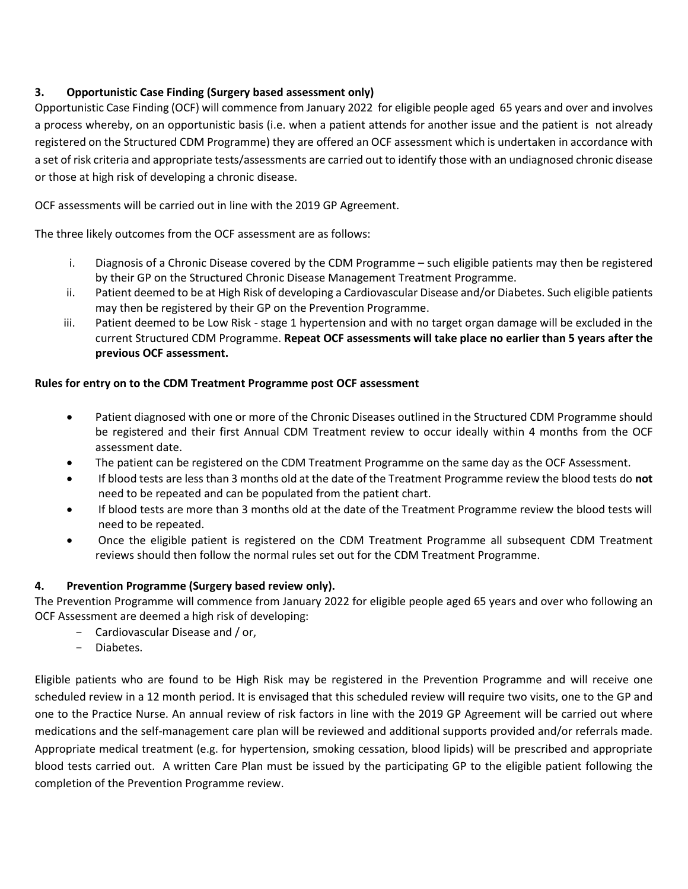## 3. Opportunistic Case Finding (Surgery based assessment only)

Opportunistic Case Finding (OCF) will commence from January 2022 for eligible people aged 65 years and over and involves a process whereby, on an opportunistic basis (i.e. when a patient attends for another issue and the patient is not already registered on the Structured CDM Programme) they are offered an OCF assessment which is undertaken in accordance with a set of risk criteria and appropriate tests/assessments are carried out to identify those with an undiagnosed chronic disease or those at high risk of developing a chronic disease.

OCF assessments will be carried out in line with the 2019 GP Agreement.

The three likely outcomes from the OCF assessment are as follows:

i. Diagnosis of a Chronic Disease covered by the CDM Programme – such eligible patients may then be registered by their GP on the Structured Chronic Disease Management Treatment Programme.
ii. Patient deemed to be at High Risk of developing a Cardiovascular Disease and/or Diabetes. Such eligible patients may then be registered by their GP on the Prevention Programme.
iii. Patient deemed to be Low Risk - stage 1 hypertension and with no target organ damage will be excluded in the current Structured CDM Programme. **Repeat OCF assessments will take place no earlier than 5 years after the previous OCF assessment.**

**Rules for entry on to the CDM Treatment Programme post OCF assessment**

- Patient diagnosed with one or more of the Chronic Diseases outlined in the Structured CDM Programme should be registered and their first Annual CDM Treatment review to occur ideally within 4 months from the OCF assessment date.
- The patient can be registered on the CDM Treatment Programme on the same day as the OCF Assessment.
- If blood tests are less than 3 months old at the date of the Treatment Programme review the blood tests do **not** need to be repeated and can be populated from the patient chart.
- If blood tests are more than 3 months old at the date of the Treatment Programme review the blood tests will need to be repeated.
- Once the eligible patient is registered on the CDM Treatment Programme all subsequent CDM Treatment reviews should then follow the normal rules set out for the CDM Treatment Programme.

## 4. Prevention Programme (Surgery based review only).

The Prevention Programme will commence from January 2022 for eligible people aged 65 years and over who following an OCF Assessment are deemed a high risk of developing:

- Cardiovascular Disease and / or,
- Diabetes.

Eligible patients who are found to be High Risk may be registered in the Prevention Programme and will receive one scheduled review in a 12 month period. It is envisaged that this scheduled review will require two visits, one to the GP and one to the Practice Nurse. An annual review of risk factors in line with the 2019 GP Agreement will be carried out where medications and the self-management care plan will be reviewed and additional supports provided and/or referrals made. Appropriate medical treatment (e.g. for hypertension, smoking cessation, blood lipids) will be prescribed and appropriate blood tests carried out. A written Care Plan must be issued by the participating GP to the eligible patient following the completion of the Prevention Programme review.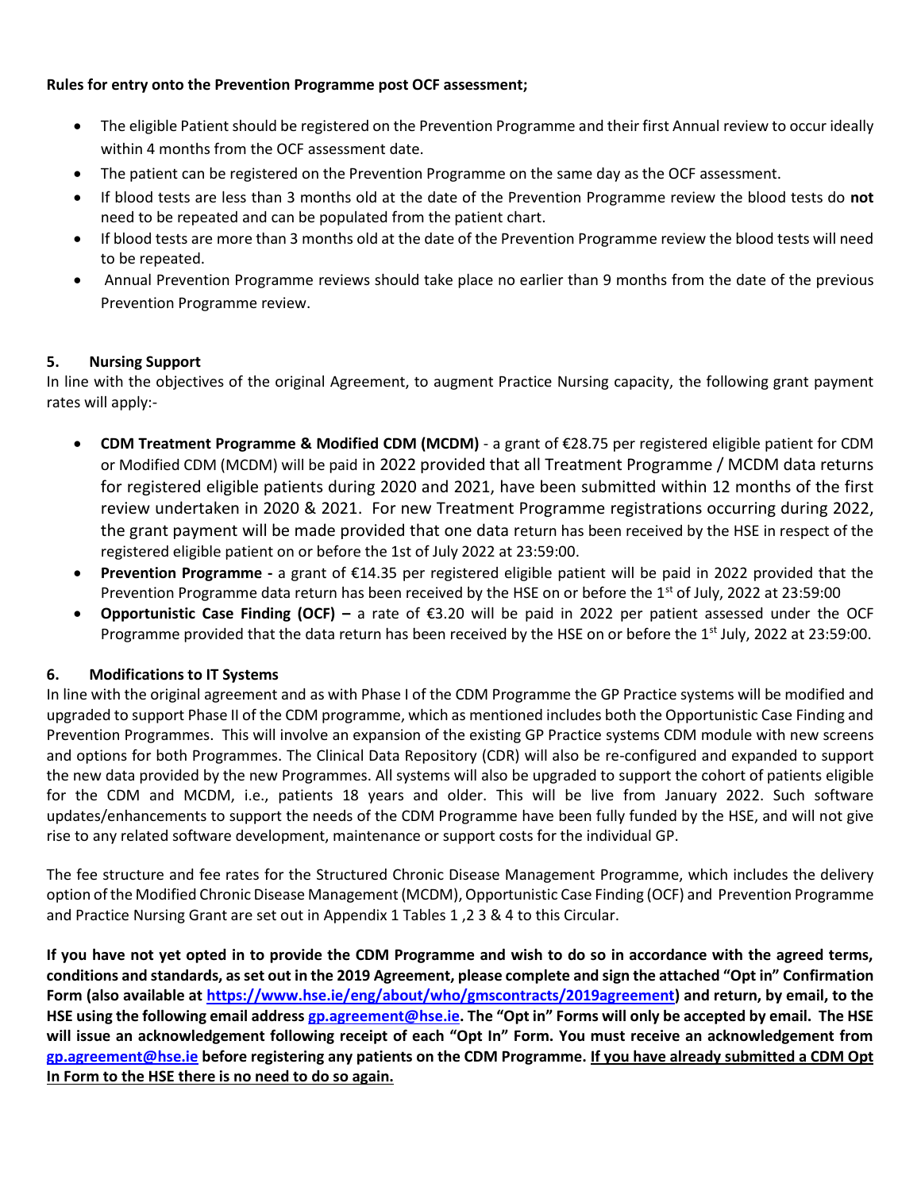**Rules for entry onto the Prevention Programme post OCF assessment;**

- The eligible Patient should be registered on the Prevention Programme and their first Annual review to occur ideally within 4 months from the OCF assessment date.
- The patient can be registered on the Prevention Programme on the same day as the OCF assessment.
- If blood tests are less than 3 months old at the date of the Prevention Programme review the blood tests do **not** need to be repeated and can be populated from the patient chart.
- If blood tests are more than 3 months old at the date of the Prevention Programme review the blood tests will need to be repeated.
- Annual Prevention Programme reviews should take place no earlier than 9 months from the date of the previous Prevention Programme review.

## 5. Nursing Support

In line with the objectives of the original Agreement, to augment Practice Nursing capacity, the following grant payment rates will apply:-

- **CDM Treatment Programme & Modified CDM (MCDM)** - a grant of €28.75 per registered eligible patient for CDM or Modified CDM (MCDM) will be paid in 2022 provided that all Treatment Programme / MCDM data returns for registered eligible patients during 2020 and 2021, have been submitted within 12 months of the first review undertaken in 2020 & 2021. For new Treatment Programme registrations occurring during 2022, the grant payment will be made provided that one data return has been received by the HSE in respect of the registered eligible patient on or before the 1st of July 2022 at 23:59:00.
- **Prevention Programme -** a grant of €14.35 per registered eligible patient will be paid in 2022 provided that the Prevention Programme data return has been received by the HSE on or before the 1st of July, 2022 at 23:59:00
- **Opportunistic Case Finding (OCF) –** a rate of €3.20 will be paid in 2022 per patient assessed under the OCF Programme provided that the data return has been received by the HSE on or before the 1st July, 2022 at 23:59:00.

## 6. Modifications to IT Systems

In line with the original agreement and as with Phase I of the CDM Programme the GP Practice systems will be modified and upgraded to support Phase II of the CDM programme, which as mentioned includes both the Opportunistic Case Finding and Prevention Programmes. This will involve an expansion of the existing GP Practice systems CDM module with new screens and options for both Programmes. The Clinical Data Repository (CDR) will also be re-configured and expanded to support the new data provided by the new Programmes. All systems will also be upgraded to support the cohort of patients eligible for the CDM and MCDM, i.e., patients 18 years and older. This will be live from January 2022. Such software updates/enhancements to support the needs of the CDM Programme have been fully funded by the HSE, and will not give rise to any related software development, maintenance or support costs for the individual GP.

The fee structure and fee rates for the Structured Chronic Disease Management Programme, which includes the delivery option of the Modified Chronic Disease Management (MCDM), Opportunistic Case Finding (OCF) and Prevention Programme and Practice Nursing Grant are set out in Appendix 1 Tables 1 ,2 3 & 4 to this Circular.

**If you have not yet opted in to provide the CDM Programme and wish to do so in accordance with the agreed terms, conditions and standards, as set out in the 2019 Agreement, please complete and sign the attached "Opt in" Confirmation Form (also available at https://www.hse.ie/eng/about/who/gmscontracts/2019agreement) and return, by email, to the HSE using the following email address gp.agreement@hse.ie. The "Opt in" Forms will only be accepted by email. The HSE will issue an acknowledgement following receipt of each "Opt In" Form. You must receive an acknowledgement from gp.agreement@hse.ie before registering any patients on the CDM Programme. <u>If you have already submitted a CDM Opt In Form to the HSE there is no need to do so again.</u>**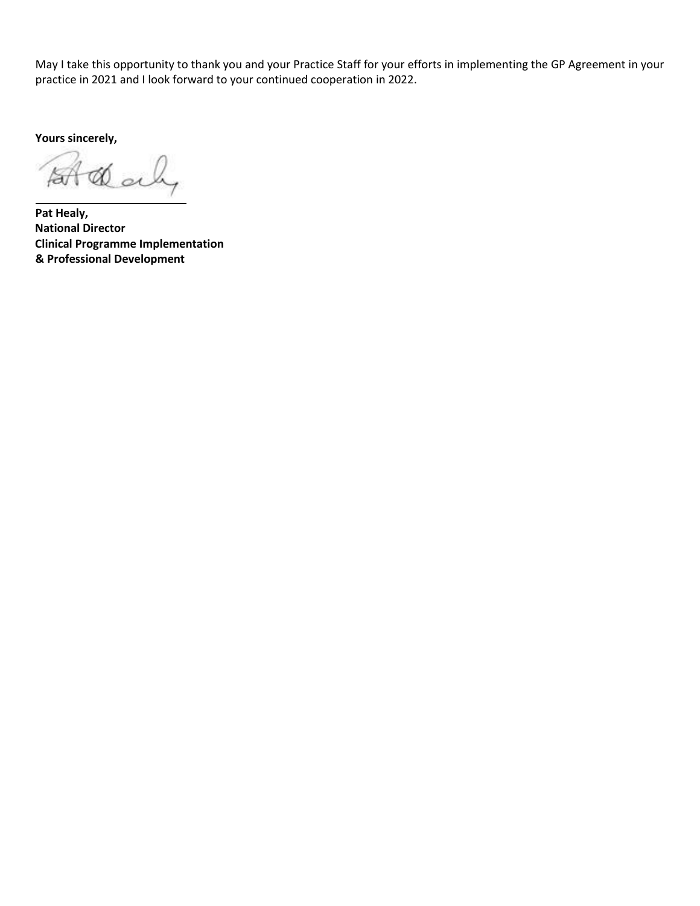May I take this opportunity to thank you and your Practice Staff for your efforts in implementing the GP Agreement in your practice in 2021 and I look forward to your continued cooperation in 2022.

**Yours sincerely,**

**Pat Healy,**
**National Director**
**Clinical Programme Implementation**
**& Professional Development**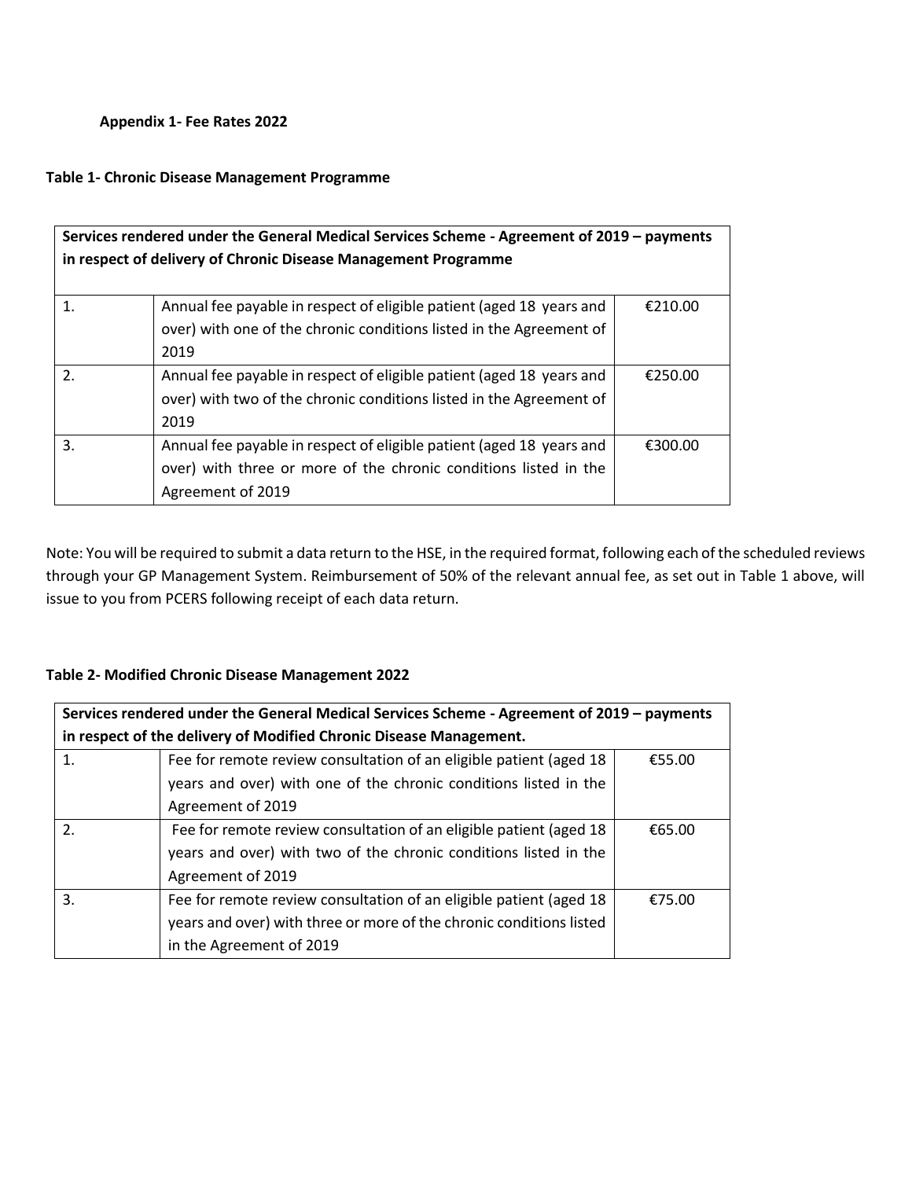**Appendix 1- Fee Rates 2022**

**Table 1- Chronic Disease Management Programme**

| **Services rendered under the General Medical Services Scheme - Agreement of 2019 – payments in respect of delivery of Chronic Disease Management Programme** | | |
|---|---|---|
| 1. | Annual fee payable in respect of eligible patient (aged 18 years and over) with one of the chronic conditions listed in the Agreement of 2019 | €210.00 |
| 2. | Annual fee payable in respect of eligible patient (aged 18 years and over) with two of the chronic conditions listed in the Agreement of 2019 | €250.00 |
| 3. | Annual fee payable in respect of eligible patient (aged 18 years and over) with three or more of the chronic conditions listed in the Agreement of 2019 | €300.00 |

Note: You will be required to submit a data return to the HSE, in the required format, following each of the scheduled reviews through your GP Management System. Reimbursement of 50% of the relevant annual fee, as set out in Table 1 above, will issue to you from PCERS following receipt of each data return.

**Table 2- Modified Chronic Disease Management 2022**

| **Services rendered under the General Medical Services Scheme - Agreement of 2019 – payments in respect of the delivery of Modified Chronic Disease Management.** | | |
|---|---|---|
| 1. | Fee for remote review consultation of an eligible patient (aged 18 years and over) with one of the chronic conditions listed in the Agreement of 2019 | €55.00 |
| 2. | Fee for remote review consultation of an eligible patient (aged 18 years and over) with two of the chronic conditions listed in the Agreement of 2019 | €65.00 |
| 3. | Fee for remote review consultation of an eligible patient (aged 18 years and over) with three or more of the chronic conditions listed in the Agreement of 2019 | €75.00 |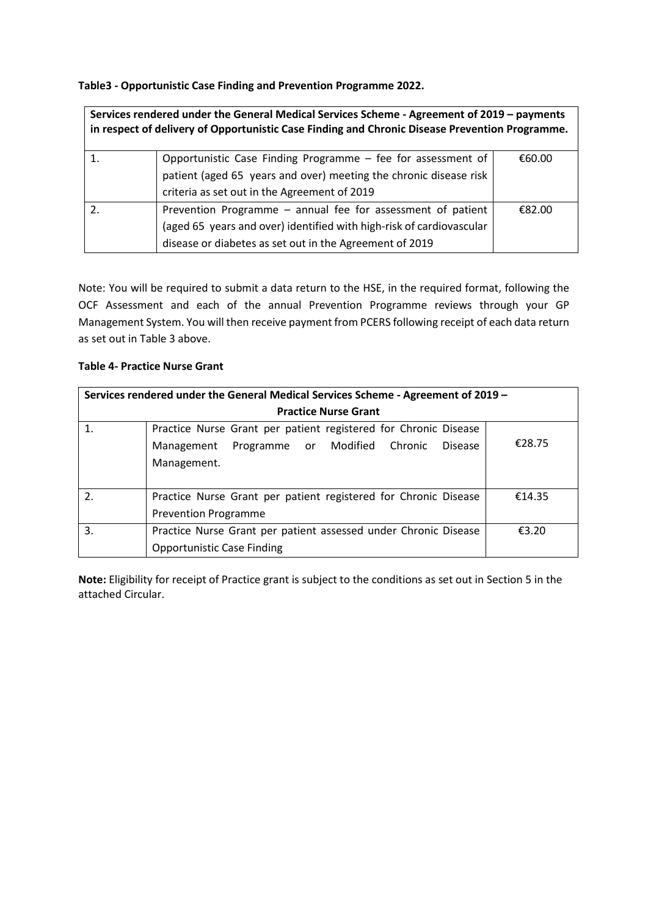**Table3 - Opportunistic Case Finding and Prevention Programme 2022.**

| Services rendered under the General Medical Services Scheme - Agreement of 2019 – payments in respect of delivery of Opportunistic Case Finding and Chronic Disease Prevention Programme. | | |
|---|---|---|
| 1. | Opportunistic Case Finding Programme – fee for assessment of patient (aged 65 years and over) meeting the chronic disease risk criteria as set out in the Agreement of 2019 | €60.00 |
| 2. | Prevention Programme – annual fee for assessment of patient (aged 65 years and over) identified with high-risk of cardiovascular disease or diabetes as set out in the Agreement of 2019 | €82.00 |

Note: You will be required to submit a data return to the HSE, in the required format, following the OCF Assessment and each of the annual Prevention Programme reviews through your GP Management System. You will then receive payment from PCERS following receipt of each data return as set out in Table 3 above.

**Table 4- Practice Nurse Grant**

| Services rendered under the General Medical Services Scheme - Agreement of 2019 – Practice Nurse Grant | | |
|---|---|---|
| 1. | Practice Nurse Grant per patient registered for Chronic Disease Management Programme or Modified Chronic Disease Management. | €28.75 |
| 2. | Practice Nurse Grant per patient registered for Chronic Disease Prevention Programme | €14.35 |
| 3. | Practice Nurse Grant per patient assessed under Chronic Disease Opportunistic Case Finding | €3.20 |

**Note:** Eligibility for receipt of Practice grant is subject to the conditions as set out in Section 5 in the attached Circular.